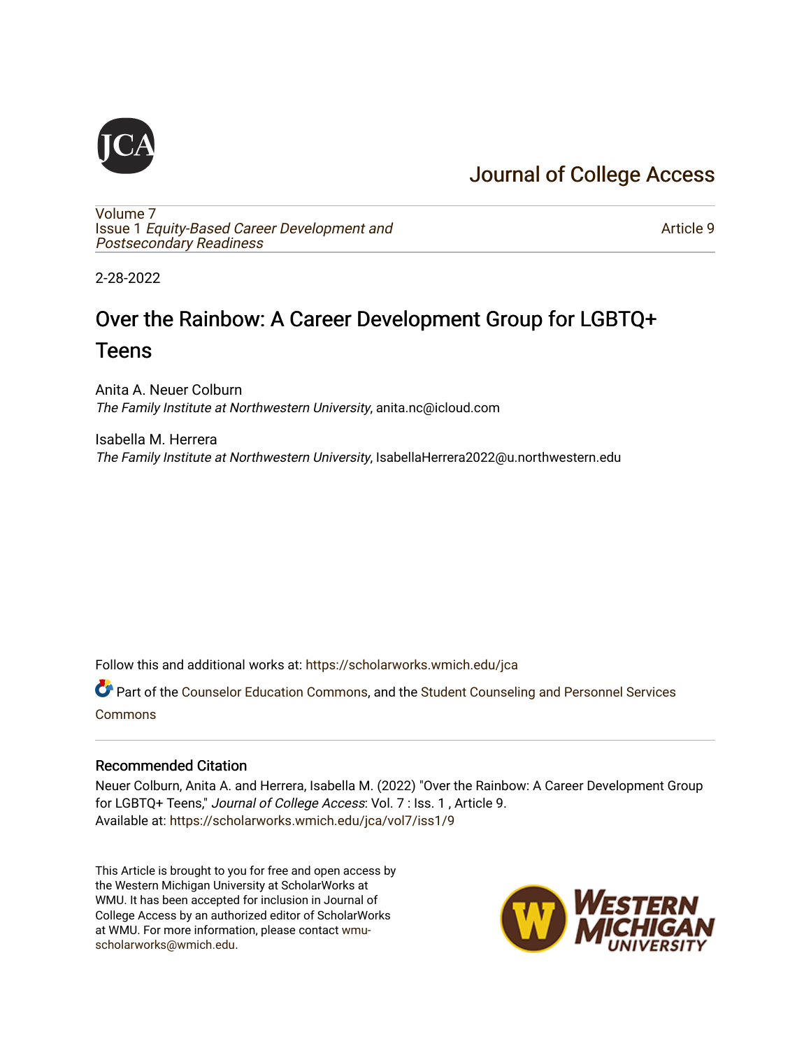Journal of College Access

Volume 7
Issue 1 *Equity-Based Career Development and Postsecondary Readiness*

Article 9

2-28-2022

# Over the Rainbow: A Career Development Group for LGBTQ+ Teens

Anita A. Neuer Colburn
*The Family Institute at Northwestern University*, anita.nc@icloud.com

Isabella M. Herrera
*The Family Institute at Northwestern University*, IsabellaHerrera2022@u.northwestern.edu

Follow this and additional works at: https://scholarworks.wmich.edu/jca

Part of the Counselor Education Commons, and the Student Counseling and Personnel Services Commons

## Recommended Citation

Neuer Colburn, Anita A. and Herrera, Isabella M. (2022) "Over the Rainbow: A Career Development Group for LGBTQ+ Teens," *Journal of College Access*: Vol. 7 : Iss. 1 , Article 9.
Available at: https://scholarworks.wmich.edu/jca/vol7/iss1/9

This Article is brought to you for free and open access by the Western Michigan University at ScholarWorks at WMU. It has been accepted for inclusion in Journal of College Access by an authorized editor of ScholarWorks at WMU. For more information, please contact wmu-scholarworks@wmich.edu.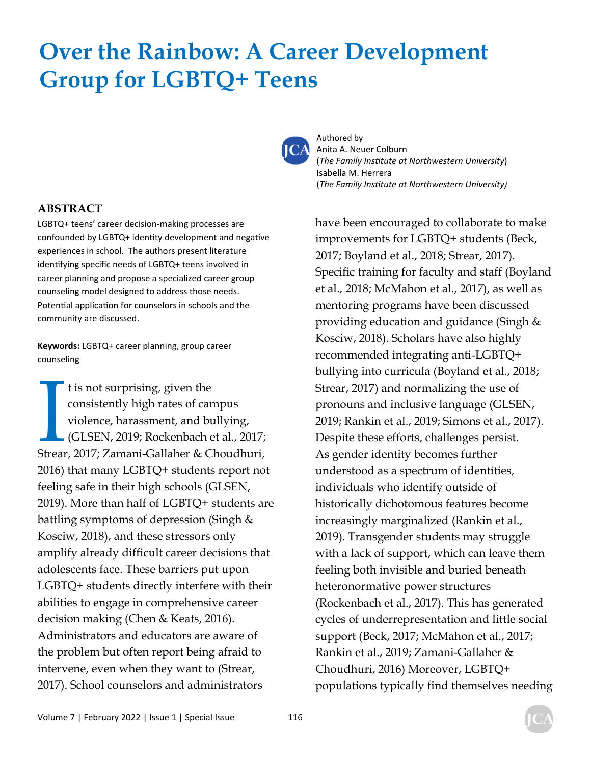# Over the Rainbow: A Career Development Group for LGBTQ+ Teens

Authored by
Anita A. Neuer Colburn
(*The Family Institute at Northwestern University*)
Isabella M. Herrera
(*The Family Institute at Northwestern University)*

## ABSTRACT

LGBTQ+ teens' career decision-making processes are confounded by LGBTQ+ identity development and negative experiences in school. The authors present literature identifying specific needs of LGBTQ+ teens involved in career planning and propose a specialized career group counseling model designed to address those needs. Potential application for counselors in schools and the community are discussed.

**Keywords:** LGBTQ+ career planning, group career counseling

It is not surprising, given the consistently high rates of campus violence, harassment, and bullying, (GLSEN, 2019; Rockenbach et al., 2017; Strear, 2017; Zamani-Gallaher & Choudhuri, 2016) that many LGBTQ+ students report not feeling safe in their high schools (GLSEN, 2019). More than half of LGBTQ+ students are battling symptoms of depression (Singh & Kosciw, 2018), and these stressors only amplify already difficult career decisions that adolescents face. These barriers put upon LGBTQ+ students directly interfere with their abilities to engage in comprehensive career decision making (Chen & Keats, 2016). Administrators and educators are aware of the problem but often report being afraid to intervene, even when they want to (Strear, 2017). School counselors and administrators have been encouraged to collaborate to make improvements for LGBTQ+ students (Beck, 2017; Boyland et al., 2018; Strear, 2017). Specific training for faculty and staff (Boyland et al., 2018; McMahon et al., 2017), as well as mentoring programs have been discussed providing education and guidance (Singh & Kosciw, 2018). Scholars have also highly recommended integrating anti-LGBTQ+ bullying into curricula (Boyland et al., 2018; Strear, 2017) and normalizing the use of pronouns and inclusive language (GLSEN, 2019; Rankin et al., 2019; Simons et al., 2017). Despite these efforts, challenges persist. As gender identity becomes further understood as a spectrum of identities, individuals who identify outside of historically dichotomous features become increasingly marginalized (Rankin et al., 2019). Transgender students may struggle with a lack of support, which can leave them feeling both invisible and buried beneath heteronormative power structures (Rockenbach et al., 2017). This has generated cycles of underrepresentation and little social support (Beck, 2017; McMahon et al., 2017; Rankin et al., 2019; Zamani-Gallaher & Choudhuri, 2016) Moreover, LGBTQ+ populations typically find themselves needing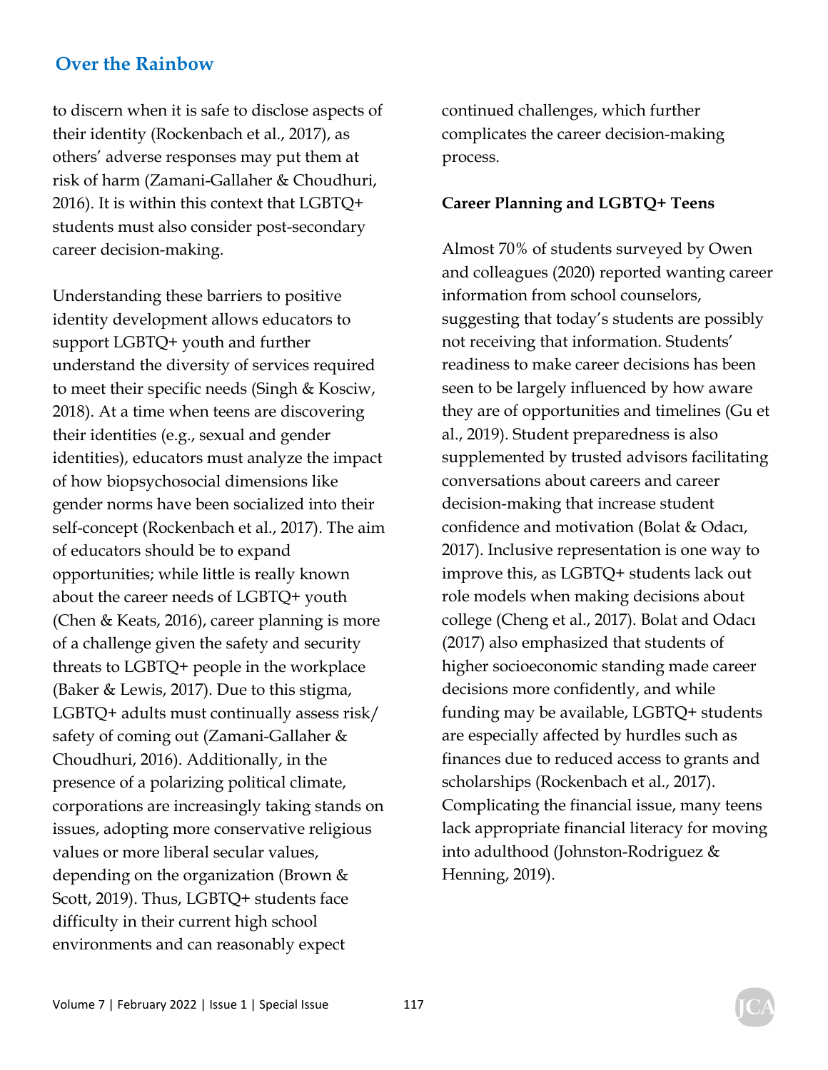to discern when it is safe to disclose aspects of their identity (Rockenbach et al., 2017), as others' adverse responses may put them at risk of harm (Zamani-Gallaher & Choudhuri, 2016). It is within this context that LGBTQ+ students must also consider post-secondary career decision-making.

Understanding these barriers to positive identity development allows educators to support LGBTQ+ youth and further understand the diversity of services required to meet their specific needs (Singh & Kosciw, 2018). At a time when teens are discovering their identities (e.g., sexual and gender identities), educators must analyze the impact of how biopsychosocial dimensions like gender norms have been socialized into their self-concept (Rockenbach et al., 2017). The aim of educators should be to expand opportunities; while little is really known about the career needs of LGBTQ+ youth (Chen & Keats, 2016), career planning is more of a challenge given the safety and security threats to LGBTQ+ people in the workplace (Baker & Lewis, 2017). Due to this stigma, LGBTQ+ adults must continually assess risk/safety of coming out (Zamani-Gallaher & Choudhuri, 2016). Additionally, in the presence of a polarizing political climate, corporations are increasingly taking stands on issues, adopting more conservative religious values or more liberal secular values, depending on the organization (Brown & Scott, 2019). Thus, LGBTQ+ students face difficulty in their current high school environments and can reasonably expect continued challenges, which further complicates the career decision-making process.

**Career Planning and LGBTQ+ Teens**

Almost 70% of students surveyed by Owen and colleagues (2020) reported wanting career information from school counselors, suggesting that today's students are possibly not receiving that information. Students' readiness to make career decisions has been seen to be largely influenced by how aware they are of opportunities and timelines (Gu et al., 2019). Student preparedness is also supplemented by trusted advisors facilitating conversations about careers and career decision-making that increase student confidence and motivation (Bolat & Odacı, 2017). Inclusive representation is one way to improve this, as LGBTQ+ students lack out role models when making decisions about college (Cheng et al., 2017). Bolat and Odacı (2017) also emphasized that students of higher socioeconomic standing made career decisions more confidently, and while funding may be available, LGBTQ+ students are especially affected by hurdles such as finances due to reduced access to grants and scholarships (Rockenbach et al., 2017). Complicating the financial issue, many teens lack appropriate financial literacy for moving into adulthood (Johnston-Rodriguez & Henning, 2019).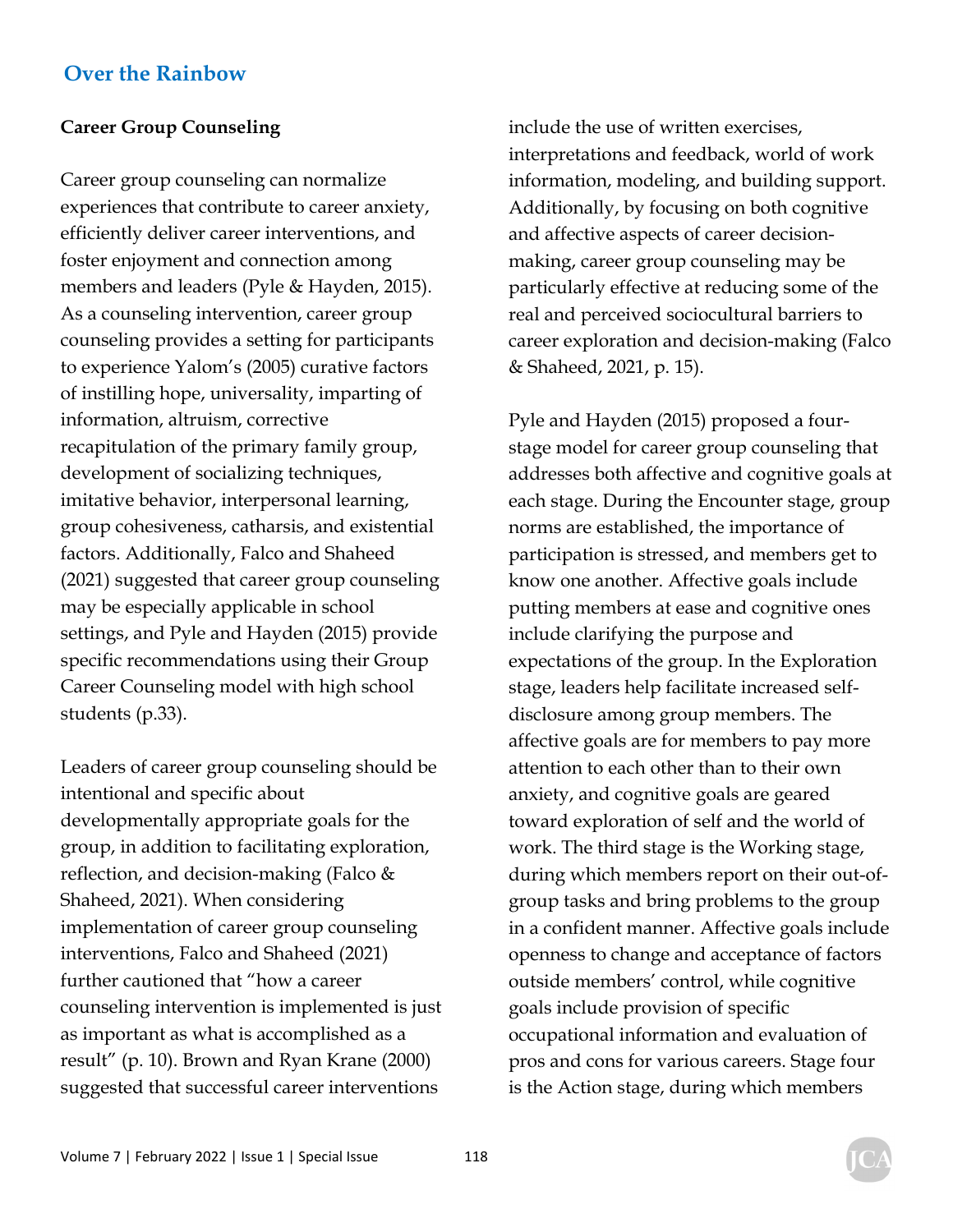## Career Group Counseling

Career group counseling can normalize experiences that contribute to career anxiety, efficiently deliver career interventions, and foster enjoyment and connection among members and leaders (Pyle & Hayden, 2015). As a counseling intervention, career group counseling provides a setting for participants to experience Yalom's (2005) curative factors of instilling hope, universality, imparting of information, altruism, corrective recapitulation of the primary family group, development of socializing techniques, imitative behavior, interpersonal learning, group cohesiveness, catharsis, and existential factors. Additionally, Falco and Shaheed (2021) suggested that career group counseling may be especially applicable in school settings, and Pyle and Hayden (2015) provide specific recommendations using their Group Career Counseling model with high school students (p.33).

Leaders of career group counseling should be intentional and specific about developmentally appropriate goals for the group, in addition to facilitating exploration, reflection, and decision-making (Falco & Shaheed, 2021). When considering implementation of career group counseling interventions, Falco and Shaheed (2021) further cautioned that "how a career counseling intervention is implemented is just as important as what is accomplished as a result" (p. 10). Brown and Ryan Krane (2000) suggested that successful career interventions include the use of written exercises, interpretations and feedback, world of work information, modeling, and building support. Additionally, by focusing on both cognitive and affective aspects of career decision-making, career group counseling may be particularly effective at reducing some of the real and perceived sociocultural barriers to career exploration and decision-making (Falco & Shaheed, 2021, p. 15).

Pyle and Hayden (2015) proposed a four-stage model for career group counseling that addresses both affective and cognitive goals at each stage. During the Encounter stage, group norms are established, the importance of participation is stressed, and members get to know one another. Affective goals include putting members at ease and cognitive ones include clarifying the purpose and expectations of the group. In the Exploration stage, leaders help facilitate increased self-disclosure among group members. The affective goals are for members to pay more attention to each other than to their own anxiety, and cognitive goals are geared toward exploration of self and the world of work. The third stage is the Working stage, during which members report on their out-of-group tasks and bring problems to the group in a confident manner. Affective goals include openness to change and acceptance of factors outside members' control, while cognitive goals include provision of specific occupational information and evaluation of pros and cons for various careers. Stage four is the Action stage, during which members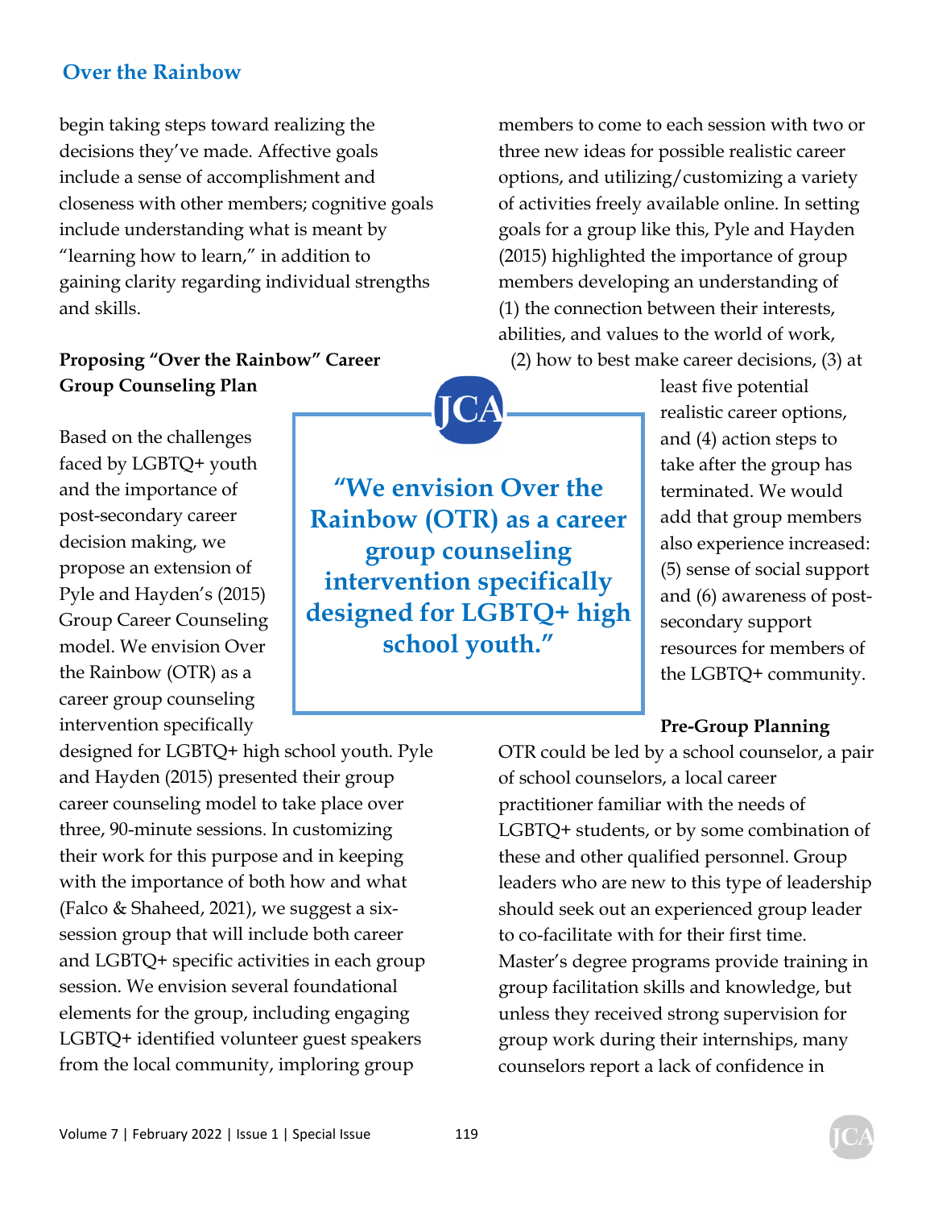begin taking steps toward realizing the decisions they've made. Affective goals include a sense of accomplishment and closeness with other members; cognitive goals include understanding what is meant by "learning how to learn," in addition to gaining clarity regarding individual strengths and skills.

**Proposing "Over the Rainbow" Career Group Counseling Plan**

Based on the challenges faced by LGBTQ+ youth and the importance of post-secondary career decision making, we propose an extension of Pyle and Hayden's (2015) Group Career Counseling model. We envision Over the Rainbow (OTR) as a career group counseling intervention specifically designed for LGBTQ+ high school youth. Pyle and Hayden (2015) presented their group career counseling model to take place over three, 90-minute sessions. In customizing their work for this purpose and in keeping with the importance of both how and what (Falco & Shaheed, 2021), we suggest a six-session group that will include both career and LGBTQ+ specific activities in each group session. We envision several foundational elements for the group, including engaging LGBTQ+ identified volunteer guest speakers from the local community, imploring group members to come to each session with two or three new ideas for possible realistic career options, and utilizing/customizing a variety of activities freely available online. In setting goals for a group like this, Pyle and Hayden (2015) highlighted the importance of group members developing an understanding of (1) the connection between their interests, abilities, and values to the world of work, (2) how to best make career decisions, (3) at least five potential realistic career options, and (4) action steps to take after the group has terminated. We would add that group members also experience increased: (5) sense of social support and (6) awareness of post-secondary support resources for members of the LGBTQ+ community.

> "We envision Over the Rainbow (OTR) as a career group counseling intervention specifically designed for LGBTQ+ high school youth."

**Pre-Group Planning**

OTR could be led by a school counselor, a pair of school counselors, a local career practitioner familiar with the needs of LGBTQ+ students, or by some combination of these and other qualified personnel. Group leaders who are new to this type of leadership should seek out an experienced group leader to co-facilitate with for their first time. Master's degree programs provide training in group facilitation skills and knowledge, but unless they received strong supervision for group work during their internships, many counselors report a lack of confidence in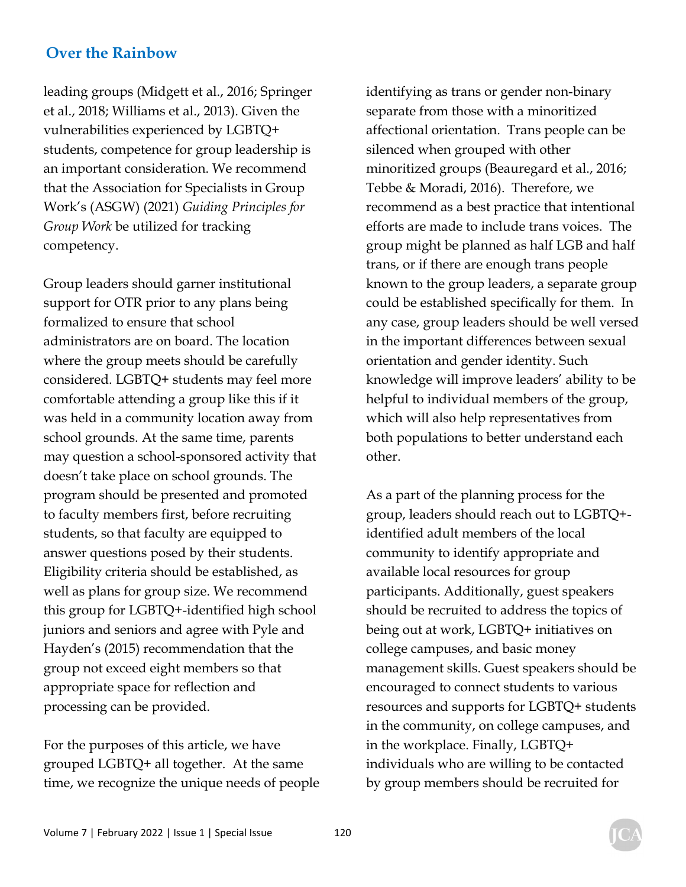leading groups (Midgett et al., 2016; Springer et al., 2018; Williams et al., 2013). Given the vulnerabilities experienced by LGBTQ+ students, competence for group leadership is an important consideration. We recommend that the Association for Specialists in Group Work's (ASGW) (2021) *Guiding Principles for Group Work* be utilized for tracking competency.

Group leaders should garner institutional support for OTR prior to any plans being formalized to ensure that school administrators are on board. The location where the group meets should be carefully considered. LGBTQ+ students may feel more comfortable attending a group like this if it was held in a community location away from school grounds. At the same time, parents may question a school-sponsored activity that doesn't take place on school grounds. The program should be presented and promoted to faculty members first, before recruiting students, so that faculty are equipped to answer questions posed by their students. Eligibility criteria should be established, as well as plans for group size. We recommend this group for LGBTQ+-identified high school juniors and seniors and agree with Pyle and Hayden's (2015) recommendation that the group not exceed eight members so that appropriate space for reflection and processing can be provided.

For the purposes of this article, we have grouped LGBTQ+ all together. At the same time, we recognize the unique needs of people identifying as trans or gender non-binary separate from those with a minoritized affectional orientation. Trans people can be silenced when grouped with other minoritized groups (Beauregard et al., 2016; Tebbe & Moradi, 2016). Therefore, we recommend as a best practice that intentional efforts are made to include trans voices. The group might be planned as half LGB and half trans, or if there are enough trans people known to the group leaders, a separate group could be established specifically for them. In any case, group leaders should be well versed in the important differences between sexual orientation and gender identity. Such knowledge will improve leaders' ability to be helpful to individual members of the group, which will also help representatives from both populations to better understand each other.

As a part of the planning process for the group, leaders should reach out to LGBTQ+-identified adult members of the local community to identify appropriate and available local resources for group participants. Additionally, guest speakers should be recruited to address the topics of being out at work, LGBTQ+ initiatives on college campuses, and basic money management skills. Guest speakers should be encouraged to connect students to various resources and supports for LGBTQ+ students in the community, on college campuses, and in the workplace. Finally, LGBTQ+ individuals who are willing to be contacted by group members should be recruited for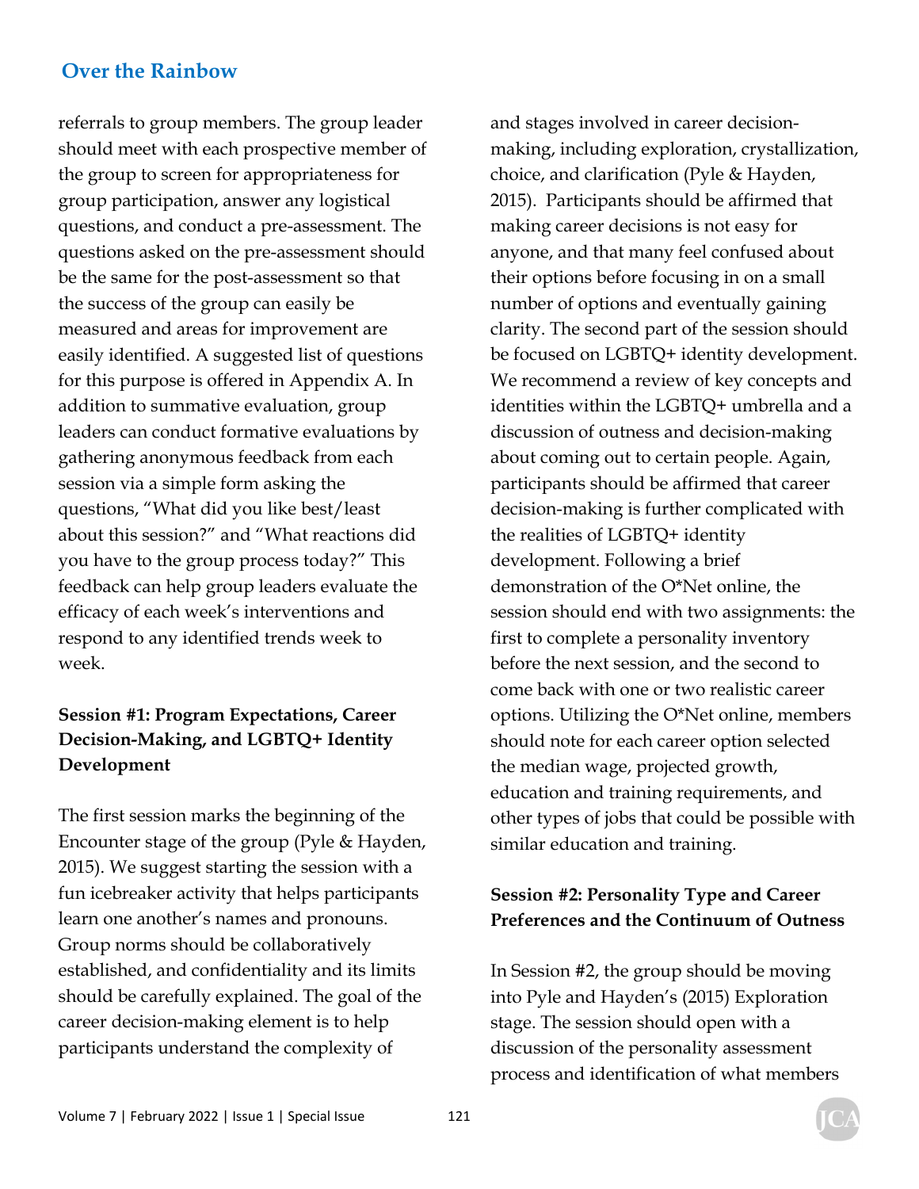referrals to group members. The group leader should meet with each prospective member of the group to screen for appropriateness for group participation, answer any logistical questions, and conduct a pre-assessment. The questions asked on the pre-assessment should be the same for the post-assessment so that the success of the group can easily be measured and areas for improvement are easily identified. A suggested list of questions for this purpose is offered in Appendix A. In addition to summative evaluation, group leaders can conduct formative evaluations by gathering anonymous feedback from each session via a simple form asking the questions, "What did you like best/least about this session?" and "What reactions did you have to the group process today?" This feedback can help group leaders evaluate the efficacy of each week's interventions and respond to any identified trends week to week.

**Session #1: Program Expectations, Career Decision-Making, and LGBTQ+ Identity Development**

The first session marks the beginning of the Encounter stage of the group (Pyle & Hayden, 2015). We suggest starting the session with a fun icebreaker activity that helps participants learn one another's names and pronouns. Group norms should be collaboratively established, and confidentiality and its limits should be carefully explained. The goal of the career decision-making element is to help participants understand the complexity of and stages involved in career decision-making, including exploration, crystallization, choice, and clarification (Pyle & Hayden, 2015). Participants should be affirmed that making career decisions is not easy for anyone, and that many feel confused about their options before focusing in on a small number of options and eventually gaining clarity. The second part of the session should be focused on LGBTQ+ identity development. We recommend a review of key concepts and identities within the LGBTQ+ umbrella and a discussion of outness and decision-making about coming out to certain people. Again, participants should be affirmed that career decision-making is further complicated with the realities of LGBTQ+ identity development. Following a brief demonstration of the O*Net online, the session should end with two assignments: the first to complete a personality inventory before the next session, and the second to come back with one or two realistic career options. Utilizing the O*Net online, members should note for each career option selected the median wage, projected growth, education and training requirements, and other types of jobs that could be possible with similar education and training.

**Session #2: Personality Type and Career Preferences and the Continuum of Outness**

In Session #2, the group should be moving into Pyle and Hayden's (2015) Exploration stage. The session should open with a discussion of the personality assessment process and identification of what members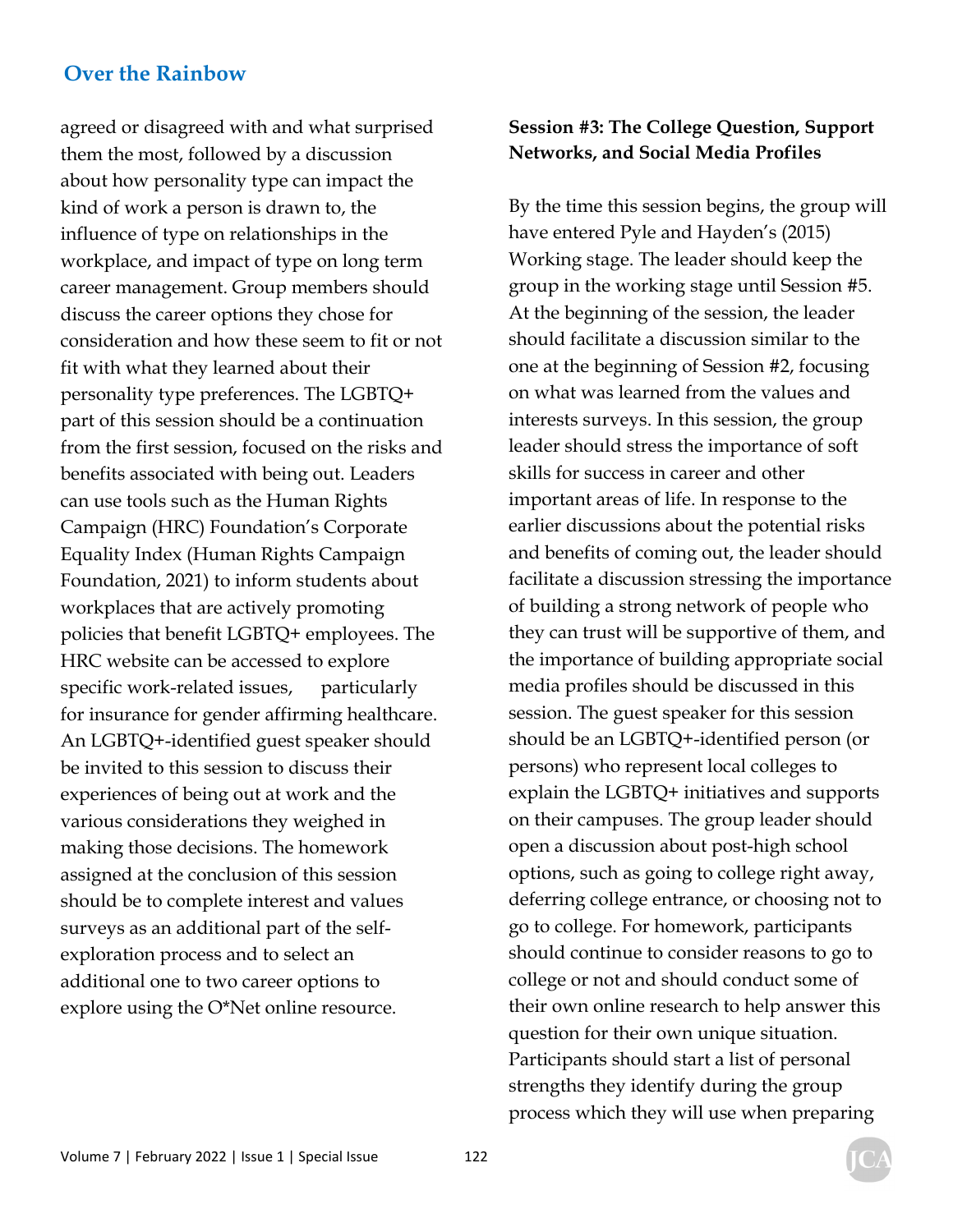agreed or disagreed with and what surprised them the most, followed by a discussion about how personality type can impact the kind of work a person is drawn to, the influence of type on relationships in the workplace, and impact of type on long term career management. Group members should discuss the career options they chose for consideration and how these seem to fit or not fit with what they learned about their personality type preferences. The LGBTQ+ part of this session should be a continuation from the first session, focused on the risks and benefits associated with being out. Leaders can use tools such as the Human Rights Campaign (HRC) Foundation's Corporate Equality Index (Human Rights Campaign Foundation, 2021) to inform students about workplaces that are actively promoting policies that benefit LGBTQ+ employees. The HRC website can be accessed to explore specific work-related issues, particularly for insurance for gender affirming healthcare. An LGBTQ+-identified guest speaker should be invited to this session to discuss their experiences of being out at work and the various considerations they weighed in making those decisions. The homework assigned at the conclusion of this session should be to complete interest and values surveys as an additional part of the self-exploration process and to select an additional one to two career options to explore using the O*Net online resource.

**Session #3: The College Question, Support Networks, and Social Media Profiles**

By the time this session begins, the group will have entered Pyle and Hayden's (2015) Working stage. The leader should keep the group in the working stage until Session #5. At the beginning of the session, the leader should facilitate a discussion similar to the one at the beginning of Session #2, focusing on what was learned from the values and interests surveys. In this session, the group leader should stress the importance of soft skills for success in career and other important areas of life. In response to the earlier discussions about the potential risks and benefits of coming out, the leader should facilitate a discussion stressing the importance of building a strong network of people who they can trust will be supportive of them, and the importance of building appropriate social media profiles should be discussed in this session. The guest speaker for this session should be an LGBTQ+-identified person (or persons) who represent local colleges to explain the LGBTQ+ initiatives and supports on their campuses. The group leader should open a discussion about post-high school options, such as going to college right away, deferring college entrance, or choosing not to go to college. For homework, participants should continue to consider reasons to go to college or not and should conduct some of their own online research to help answer this question for their own unique situation. Participants should start a list of personal strengths they identify during the group process which they will use when preparing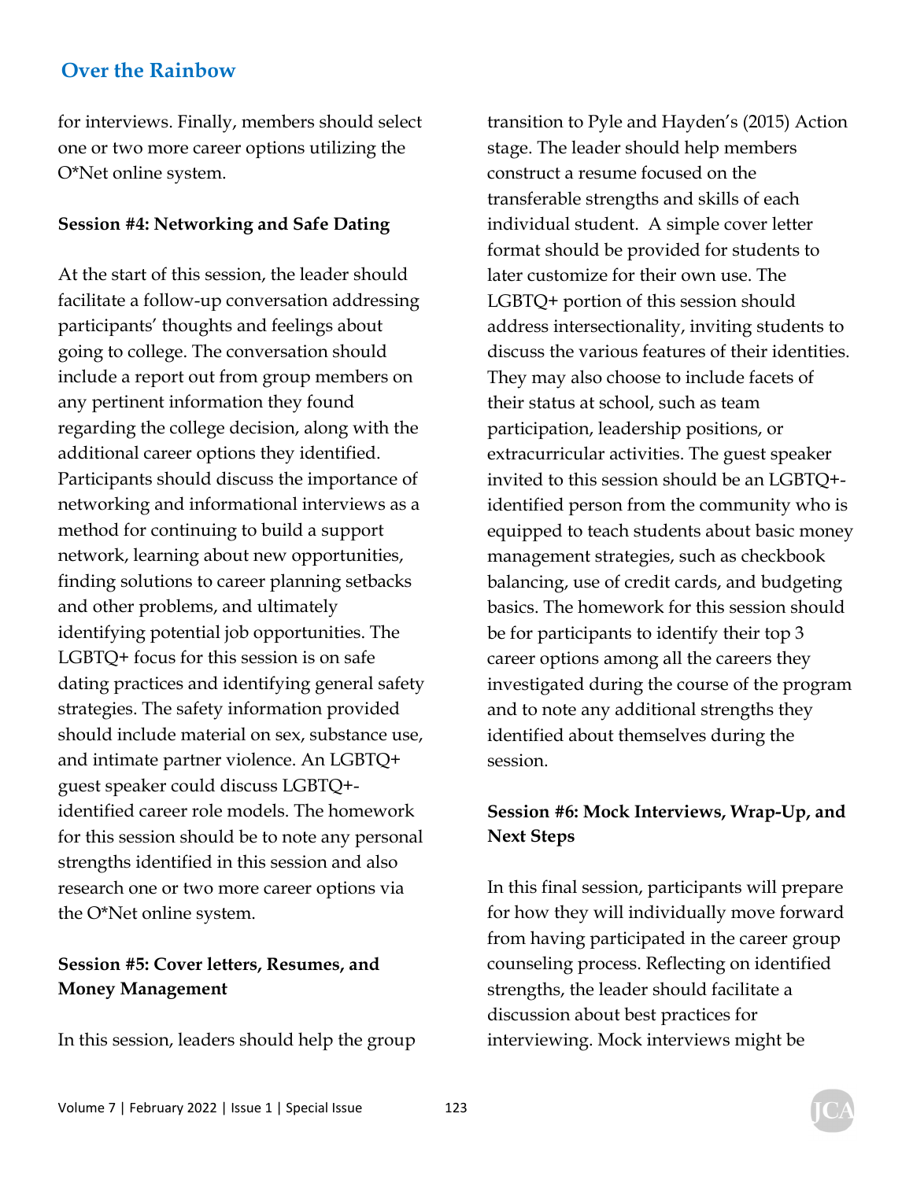for interviews. Finally, members should select one or two more career options utilizing the O*Net online system.

**Session #4: Networking and Safe Dating**

At the start of this session, the leader should facilitate a follow-up conversation addressing participants' thoughts and feelings about going to college. The conversation should include a report out from group members on any pertinent information they found regarding the college decision, along with the additional career options they identified. Participants should discuss the importance of networking and informational interviews as a method for continuing to build a support network, learning about new opportunities, finding solutions to career planning setbacks and other problems, and ultimately identifying potential job opportunities. The LGBTQ+ focus for this session is on safe dating practices and identifying general safety strategies. The safety information provided should include material on sex, substance use, and intimate partner violence. An LGBTQ+ guest speaker could discuss LGBTQ+-identified career role models. The homework for this session should be to note any personal strengths identified in this session and also research one or two more career options via the O*Net online system.

**Session #5: Cover letters, Resumes, and Money Management**

In this session, leaders should help the group transition to Pyle and Hayden's (2015) Action stage. The leader should help members construct a resume focused on the transferable strengths and skills of each individual student. A simple cover letter format should be provided for students to later customize for their own use. The LGBTQ+ portion of this session should address intersectionality, inviting students to discuss the various features of their identities. They may also choose to include facets of their status at school, such as team participation, leadership positions, or extracurricular activities. The guest speaker invited to this session should be an LGBTQ+-identified person from the community who is equipped to teach students about basic money management strategies, such as checkbook balancing, use of credit cards, and budgeting basics. The homework for this session should be for participants to identify their top 3 career options among all the careers they investigated during the course of the program and to note any additional strengths they identified about themselves during the session.

**Session #6: Mock Interviews, Wrap-Up, and Next Steps**

In this final session, participants will prepare for how they will individually move forward from having participated in the career group counseling process. Reflecting on identified strengths, the leader should facilitate a discussion about best practices for interviewing. Mock interviews might be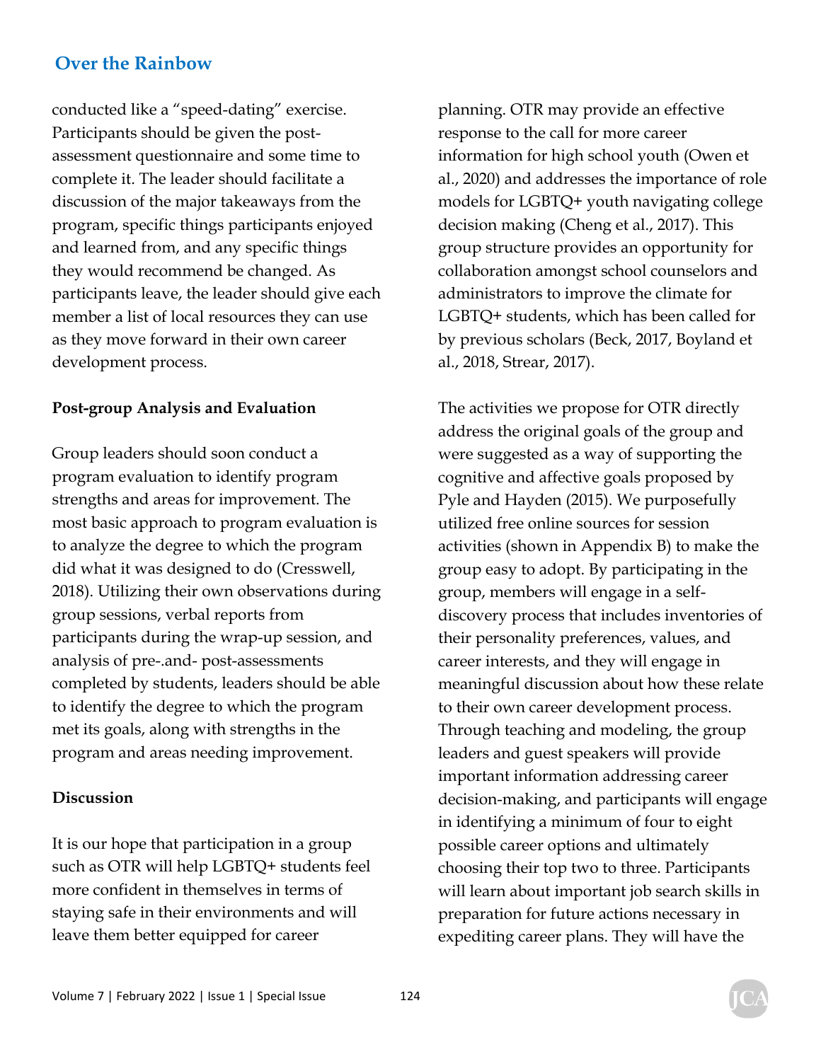conducted like a "speed-dating" exercise. Participants should be given the post-assessment questionnaire and some time to complete it. The leader should facilitate a discussion of the major takeaways from the program, specific things participants enjoyed and learned from, and any specific things they would recommend be changed. As participants leave, the leader should give each member a list of local resources they can use as they move forward in their own career development process.

**Post-group Analysis and Evaluation**

Group leaders should soon conduct a program evaluation to identify program strengths and areas for improvement. The most basic approach to program evaluation is to analyze the degree to which the program did what it was designed to do (Cresswell, 2018). Utilizing their own observations during group sessions, verbal reports from participants during the wrap-up session, and analysis of pre-.and- post-assessments completed by students, leaders should be able to identify the degree to which the program met its goals, along with strengths in the program and areas needing improvement.

**Discussion**

It is our hope that participation in a group such as OTR will help LGBTQ+ students feel more confident in themselves in terms of staying safe in their environments and will leave them better equipped for career planning. OTR may provide an effective response to the call for more career information for high school youth (Owen et al., 2020) and addresses the importance of role models for LGBTQ+ youth navigating college decision making (Cheng et al., 2017). This group structure provides an opportunity for collaboration amongst school counselors and administrators to improve the climate for LGBTQ+ students, which has been called for by previous scholars (Beck, 2017, Boyland et al., 2018, Strear, 2017).

The activities we propose for OTR directly address the original goals of the group and were suggested as a way of supporting the cognitive and affective goals proposed by Pyle and Hayden (2015). We purposefully utilized free online sources for session activities (shown in Appendix B) to make the group easy to adopt. By participating in the group, members will engage in a self-discovery process that includes inventories of their personality preferences, values, and career interests, and they will engage in meaningful discussion about how these relate to their own career development process. Through teaching and modeling, the group leaders and guest speakers will provide important information addressing career decision-making, and participants will engage in identifying a minimum of four to eight possible career options and ultimately choosing their top two to three. Participants will learn about important job search skills in preparation for future actions necessary in expediting career plans. They will have the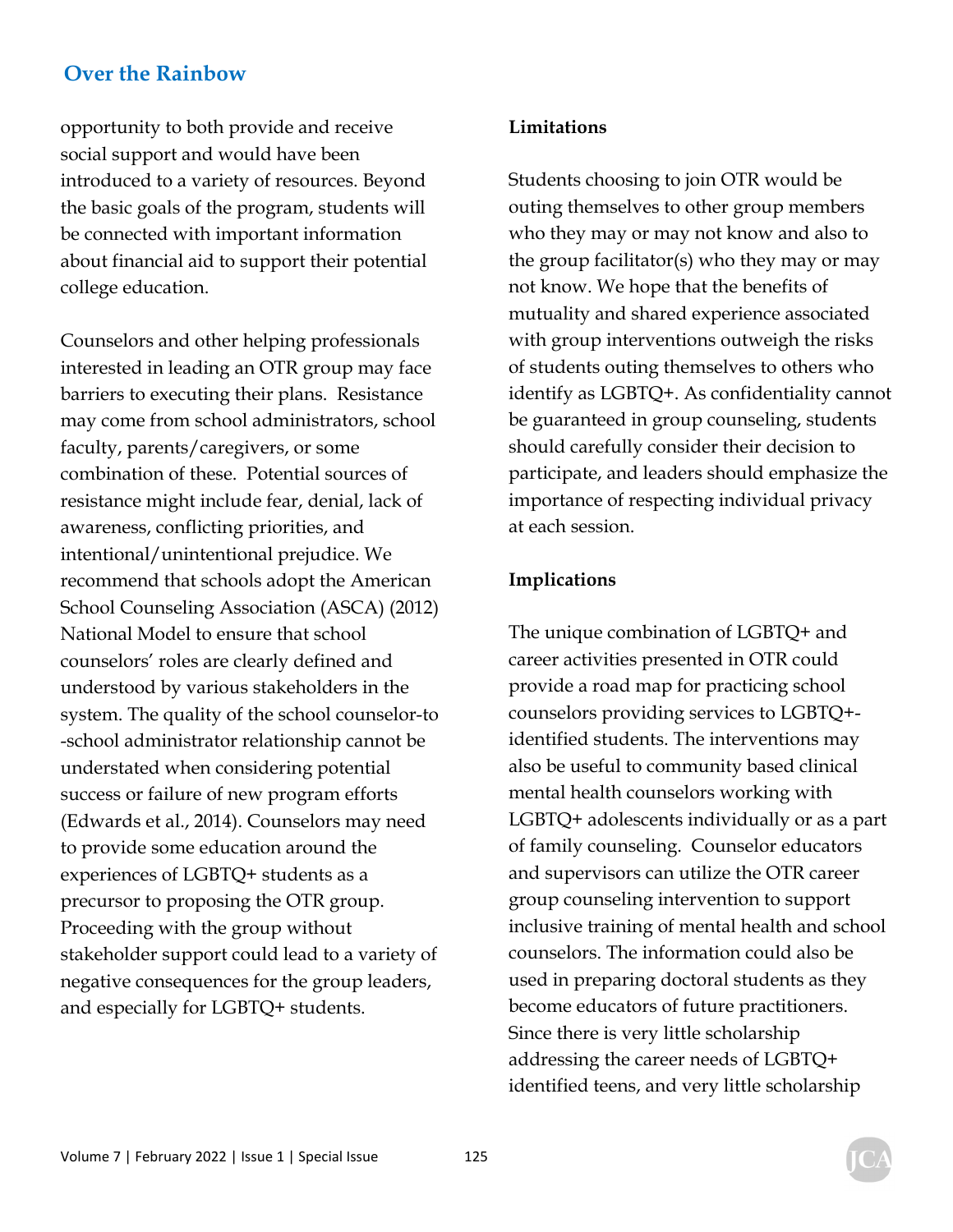opportunity to both provide and receive social support and would have been introduced to a variety of resources. Beyond the basic goals of the program, students will be connected with important information about financial aid to support their potential college education.

Counselors and other helping professionals interested in leading an OTR group may face barriers to executing their plans. Resistance may come from school administrators, school faculty, parents/caregivers, or some combination of these. Potential sources of resistance might include fear, denial, lack of awareness, conflicting priorities, and intentional/unintentional prejudice. We recommend that schools adopt the American School Counseling Association (ASCA) (2012) National Model to ensure that school counselors' roles are clearly defined and understood by various stakeholders in the system. The quality of the school counselor-to-school administrator relationship cannot be understated when considering potential success or failure of new program efforts (Edwards et al., 2014). Counselors may need to provide some education around the experiences of LGBTQ+ students as a precursor to proposing the OTR group. Proceeding with the group without stakeholder support could lead to a variety of negative consequences for the group leaders, and especially for LGBTQ+ students.

**Limitations**

Students choosing to join OTR would be outing themselves to other group members who they may or may not know and also to the group facilitator(s) who they may or may not know. We hope that the benefits of mutuality and shared experience associated with group interventions outweigh the risks of students outing themselves to others who identify as LGBTQ+. As confidentiality cannot be guaranteed in group counseling, students should carefully consider their decision to participate, and leaders should emphasize the importance of respecting individual privacy at each session.

**Implications**

The unique combination of LGBTQ+ and career activities presented in OTR could provide a road map for practicing school counselors providing services to LGBTQ+-identified students. The interventions may also be useful to community based clinical mental health counselors working with LGBTQ+ adolescents individually or as a part of family counseling. Counselor educators and supervisors can utilize the OTR career group counseling intervention to support inclusive training of mental health and school counselors. The information could also be used in preparing doctoral students as they become educators of future practitioners. Since there is very little scholarship addressing the career needs of LGBTQ+ identified teens, and very little scholarship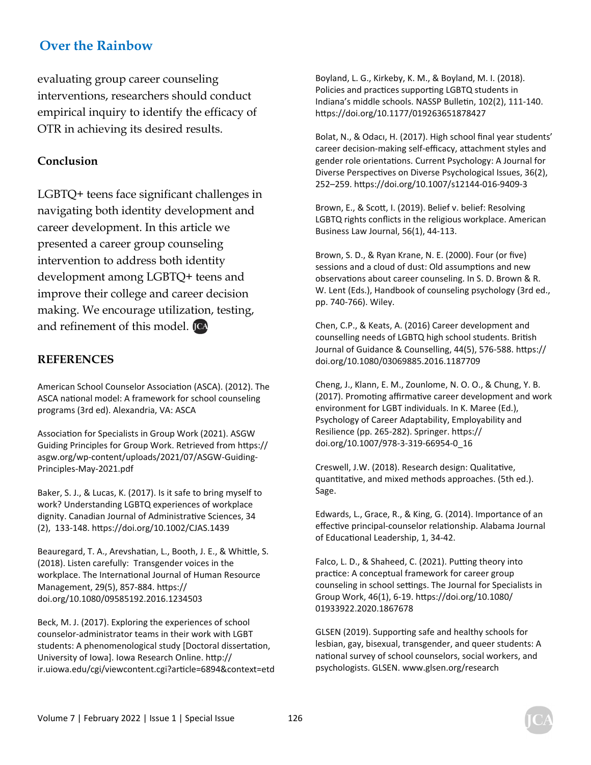evaluating group career counseling interventions, researchers should conduct empirical inquiry to identify the efficacy of OTR in achieving its desired results.

## Conclusion

LGBTQ+ teens face significant challenges in navigating both identity development and career development. In this article we presented a career group counseling intervention to address both identity development among LGBTQ+ teens and improve their college and career decision making. We encourage utilization, testing, and refinement of this model.

## REFERENCES

American School Counselor Association (ASCA). (2012). The ASCA national model: A framework for school counseling programs (3rd ed). Alexandria, VA: ASCA

Association for Specialists in Group Work (2021). ASGW Guiding Principles for Group Work. Retrieved from https://asgw.org/wp-content/uploads/2021/07/ASGW-Guiding-Principles-May-2021.pdf

Baker, S. J., & Lucas, K. (2017). Is it safe to bring myself to work? Understanding LGBTQ experiences of workplace dignity. Canadian Journal of Administrative Sciences, 34 (2), 133-148. https://doi.org/10.1002/CJAS.1439

Beauregard, T. A., Arevshatian, L., Booth, J. E., & Whittle, S. (2018). Listen carefully: Transgender voices in the workplace. The International Journal of Human Resource Management, 29(5), 857-884. https://doi.org/10.1080/09585192.2016.1234503

Beck, M. J. (2017). Exploring the experiences of school counselor-administrator teams in their work with LGBT students: A phenomenological study [Doctoral dissertation, University of Iowa]. Iowa Research Online. http://ir.uiowa.edu/cgi/viewcontent.cgi?article=6894&context=etd

Boyland, L. G., Kirkeby, K. M., & Boyland, M. I. (2018). Policies and practices supporting LGBTQ students in Indiana's middle schools. NASSP Bulletin, 102(2), 111-140. https://doi.org/10.1177/019263651878427

Bolat, N., & Odacı, H. (2017). High school final year students' career decision-making self-efficacy, attachment styles and gender role orientations. Current Psychology: A Journal for Diverse Perspectives on Diverse Psychological Issues, 36(2), 252–259. https://doi.org/10.1007/s12144-016-9409-3

Brown, E., & Scott, I. (2019). Belief v. belief: Resolving LGBTQ rights conflicts in the religious workplace. American Business Law Journal, 56(1), 44-113.

Brown, S. D., & Ryan Krane, N. E. (2000). Four (or five) sessions and a cloud of dust: Old assumptions and new observations about career counseling. In S. D. Brown & R. W. Lent (Eds.), Handbook of counseling psychology (3rd ed., pp. 740-766). Wiley.

Chen, C.P., & Keats, A. (2016) Career development and counselling needs of LGBTQ high school students. British Journal of Guidance & Counselling, 44(5), 576-588. https://doi.org/10.1080/03069885.2016.1187709

Cheng, J., Klann, E. M., Zounlome, N. O. O., & Chung, Y. B. (2017). Promoting affirmative career development and work environment for LGBT individuals. In K. Maree (Ed.), Psychology of Career Adaptability, Employability and Resilience (pp. 265-282). Springer. https://doi.org/10.1007/978-3-319-66954-0_16

Creswell, J.W. (2018). Research design: Qualitative, quantitative, and mixed methods approaches. (5th ed.). Sage.

Edwards, L., Grace, R., & King, G. (2014). Importance of an effective principal-counselor relationship. Alabama Journal of Educational Leadership, 1, 34-42.

Falco, L. D., & Shaheed, C. (2021). Putting theory into practice: A conceptual framework for career group counseling in school settings. The Journal for Specialists in Group Work, 46(1), 6-19. https://doi.org/10.1080/01933922.2020.1867678

GLSEN (2019). Supporting safe and healthy schools for lesbian, gay, bisexual, transgender, and queer students: A national survey of school counselors, social workers, and psychologists. GLSEN. www.glsen.org/research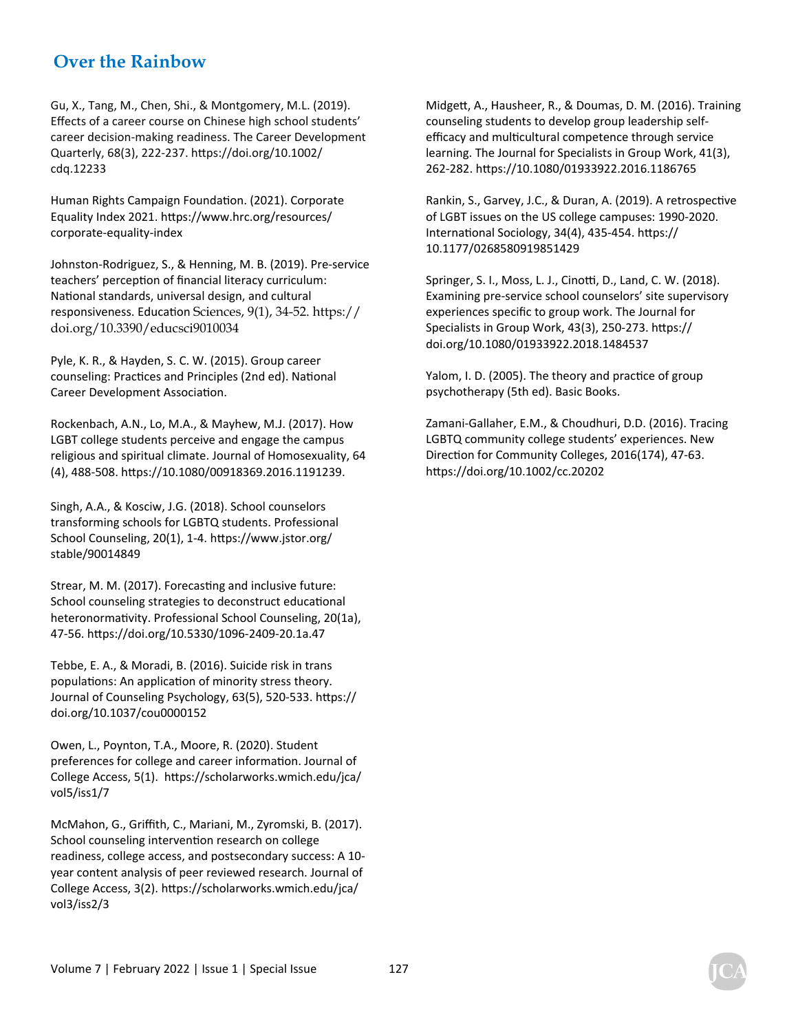Gu, X., Tang, M., Chen, Shi., & Montgomery, M.L. (2019). Effects of a career course on Chinese high school students' career decision-making readiness. The Career Development Quarterly, 68(3), 222-237. https://doi.org/10.1002/cdq.12233

Human Rights Campaign Foundation. (2021). Corporate Equality Index 2021. https://www.hrc.org/resources/corporate-equality-index

Johnston-Rodriguez, S., & Henning, M. B. (2019). Pre-service teachers' perception of financial literacy curriculum: National standards, universal design, and cultural responsiveness. Education Sciences, 9(1), 34-52. https://doi.org/10.3390/educsci9010034

Pyle, K. R., & Hayden, S. C. W. (2015). Group career counseling: Practices and Principles (2nd ed). National Career Development Association.

Rockenbach, A.N., Lo, M.A., & Mayhew, M.J. (2017). How LGBT college students perceive and engage the campus religious and spiritual climate. Journal of Homosexuality, 64 (4), 488-508. https://10.1080/00918369.2016.1191239.

Singh, A.A., & Kosciw, J.G. (2018). School counselors transforming schools for LGBTQ students. Professional School Counseling, 20(1), 1-4. https://www.jstor.org/stable/90014849

Strear, M. M. (2017). Forecasting and inclusive future: School counseling strategies to deconstruct educational heteronormativity. Professional School Counseling, 20(1a), 47-56. https://doi.org/10.5330/1096-2409-20.1a.47

Tebbe, E. A., & Moradi, B. (2016). Suicide risk in trans populations: An application of minority stress theory. Journal of Counseling Psychology, 63(5), 520-533. https://doi.org/10.1037/cou0000152

Owen, L., Poynton, T.A., Moore, R. (2020). Student preferences for college and career information. Journal of College Access, 5(1). https://scholarworks.wmich.edu/jca/vol5/iss1/7

McMahon, G., Griffith, C., Mariani, M., Zyromski, B. (2017). School counseling intervention research on college readiness, college access, and postsecondary success: A 10-year content analysis of peer reviewed research. Journal of College Access, 3(2). https://scholarworks.wmich.edu/jca/vol3/iss2/3

Midgett, A., Hausheer, R., & Doumas, D. M. (2016). Training counseling students to develop group leadership self-efficacy and multicultural competence through service learning. The Journal for Specialists in Group Work, 41(3), 262-282. https://10.1080/01933922.2016.1186765

Rankin, S., Garvey, J.C., & Duran, A. (2019). A retrospective of LGBT issues on the US college campuses: 1990-2020. International Sociology, 34(4), 435-454. https://10.1177/0268580919851429

Springer, S. I., Moss, L. J., Cinotti, D., Land, C. W. (2018). Examining pre-service school counselors' site supervisory experiences specific to group work. The Journal for Specialists in Group Work, 43(3), 250-273. https://doi.org/10.1080/01933922.2018.1484537

Yalom, I. D. (2005). The theory and practice of group psychotherapy (5th ed). Basic Books.

Zamani-Gallaher, E.M., & Choudhuri, D.D. (2016). Tracing LGBTQ community college students' experiences. New Direction for Community Colleges, 2016(174), 47-63. https://doi.org/10.1002/cc.20202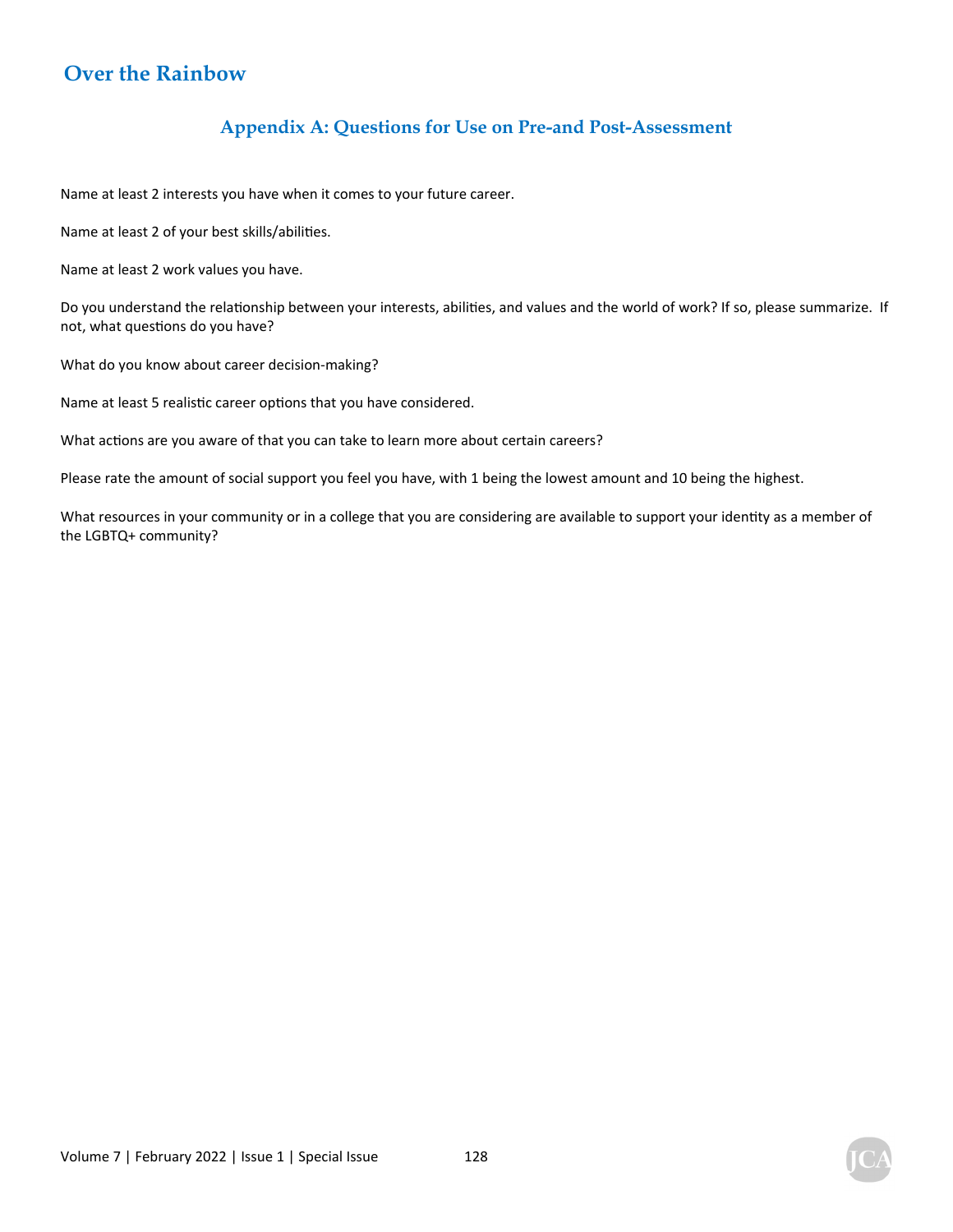## Appendix A: Questions for Use on Pre-and Post-Assessment

Name at least 2 interests you have when it comes to your future career.

Name at least 2 of your best skills/abilities.

Name at least 2 work values you have.

Do you understand the relationship between your interests, abilities, and values and the world of work? If so, please summarize. If not, what questions do you have?

What do you know about career decision-making?

Name at least 5 realistic career options that you have considered.

What actions are you aware of that you can take to learn more about certain careers?

Please rate the amount of social support you feel you have, with 1 being the lowest amount and 10 being the highest.

What resources in your community or in a college that you are considering are available to support your identity as a member of the LGBTQ+ community?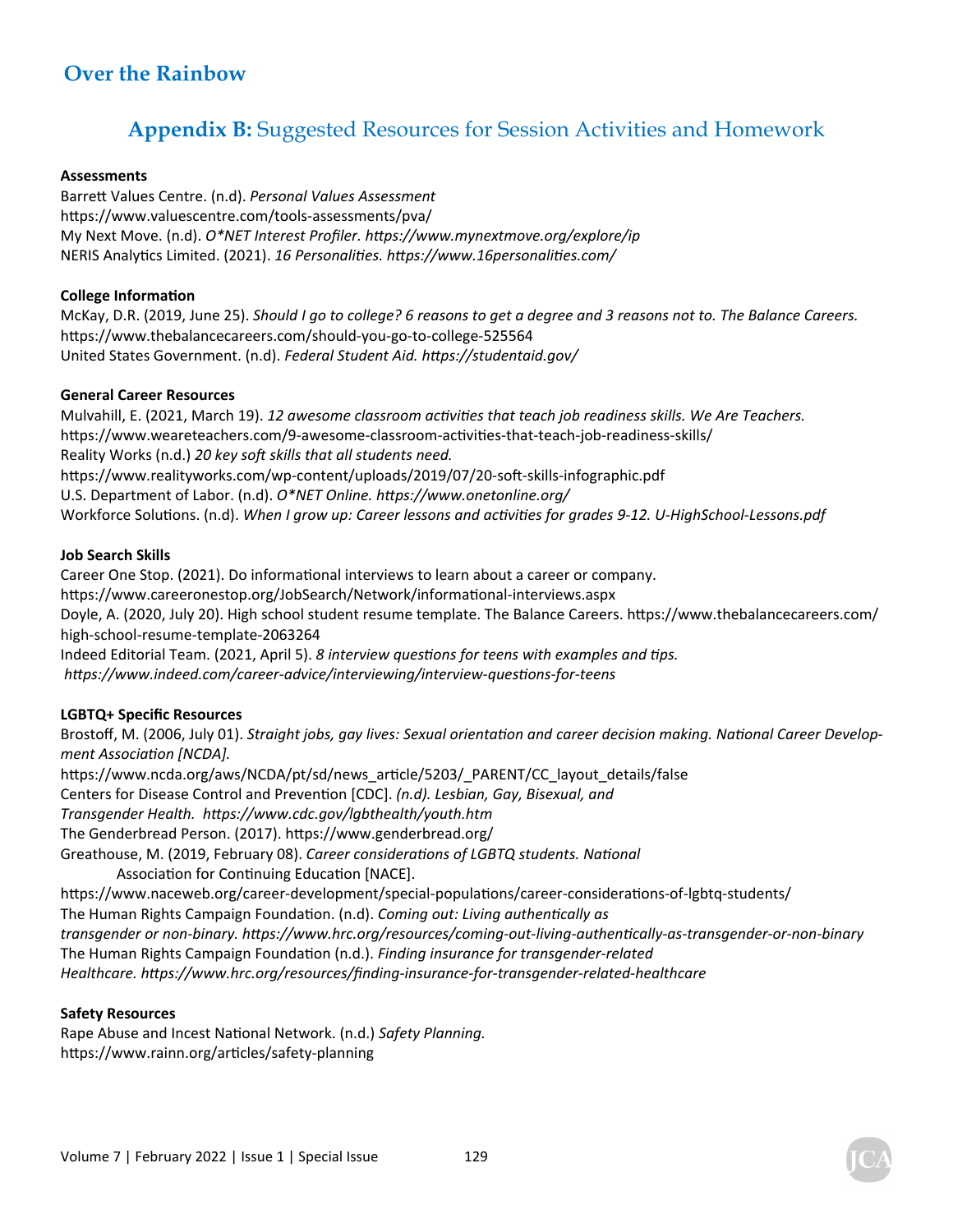## Appendix B: Suggested Resources for Session Activities and Homework

**Assessments**

Barrett Values Centre. (n.d). *Personal Values Assessment*
https://www.valuescentre.com/tools-assessments/pva/
My Next Move. (n.d). *O*NET Interest Profiler. https://www.mynextmove.org/explore/ip*
NERIS Analytics Limited. (2021). *16 Personalities. https://www.16personalities.com/*

**College Information**

McKay, D.R. (2019, June 25). *Should I go to college? 6 reasons to get a degree and 3 reasons not to. The Balance Careers.*
https://www.thebalancecareers.com/should-you-go-to-college-525564
United States Government. (n.d). *Federal Student Aid. https://studentaid.gov/*

**General Career Resources**

Mulvahill, E. (2021, March 19). *12 awesome classroom activities that teach job readiness skills. We Are Teachers.*
https://www.weareteachers.com/9-awesome-classroom-activities-that-teach-job-readiness-skills/
Reality Works (n.d.) *20 key soft skills that all students need.*
https://www.realityworks.com/wp-content/uploads/2019/07/20-soft-skills-infographic.pdf
U.S. Department of Labor. (n.d). *O*NET Online. https://www.onetonline.org/*
Workforce Solutions. (n.d). *When I grow up: Career lessons and activities for grades 9-12. U-HighSchool-Lessons.pdf*

**Job Search Skills**

Career One Stop. (2021). Do informational interviews to learn about a career or company.
https://www.careeronestop.org/JobSearch/Network/informational-interviews.aspx
Doyle, A. (2020, July 20). High school student resume template. The Balance Careers. https://www.thebalancecareers.com/high-school-resume-template-2063264
Indeed Editorial Team. (2021, April 5). *8 interview questions for teens with examples and tips. https://www.indeed.com/career-advice/interviewing/interview-questions-for-teens*

**LGBTQ+ Specific Resources**

Brostoff, M. (2006, July 01). *Straight jobs, gay lives: Sexual orientation and career decision making. National Career Development Association [NCDA].*
https://www.ncda.org/aws/NCDA/pt/sd/news_article/5203/_PARENT/CC_layout_details/false
Centers for Disease Control and Prevention [CDC]. *(n.d). Lesbian, Gay, Bisexual, and Transgender Health. https://www.cdc.gov/lgbthealth/youth.htm*
The Genderbread Person. (2017). https://www.genderbread.org/
Greathouse, M. (2019, February 08). *Career considerations of LGBTQ students. National* Association for Continuing Education [NACE].
https://www.naceweb.org/career-development/special-populations/career-considerations-of-lgbtq-students/
The Human Rights Campaign Foundation. (n.d). *Coming out: Living authentically as transgender or non-binary. https://www.hrc.org/resources/coming-out-living-authentically-as-transgender-or-non-binary*
The Human Rights Campaign Foundation (n.d.). *Finding insurance for transgender-related Healthcare. https://www.hrc.org/resources/finding-insurance-for-transgender-related-healthcare*

**Safety Resources**

Rape Abuse and Incest National Network. (n.d.) *Safety Planning.*
https://www.rainn.org/articles/safety-planning